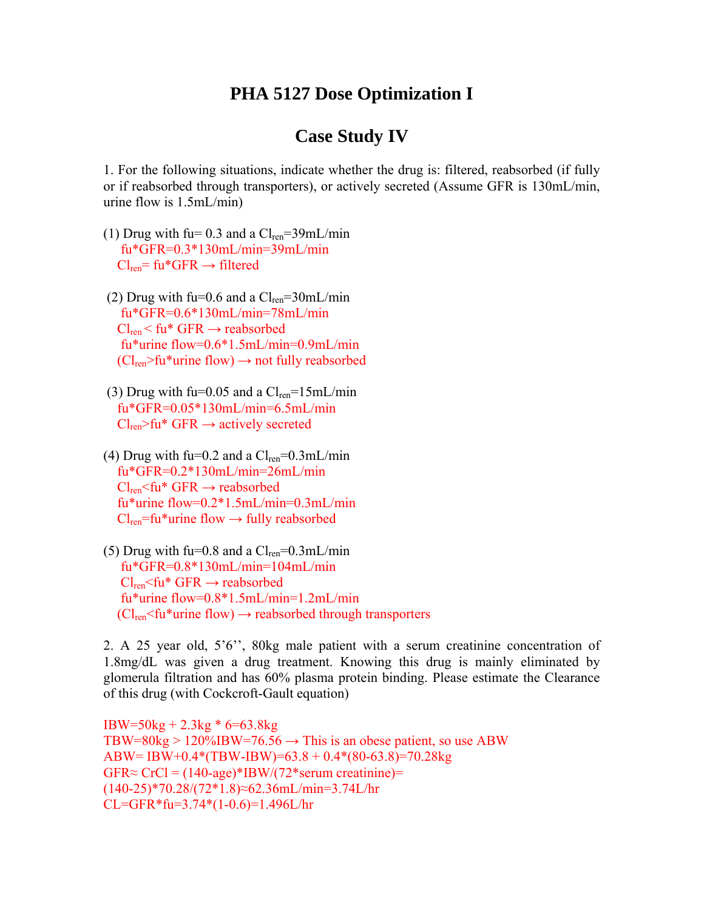# PHA 5127 Dose Optimization I

## Case Study IV

1. For the following situations, indicate whether the drug is: filtered, reabsorbed (if fully or if reabsorbed through transporters), or actively secreted (Assume GFR is 130mL/min, urine flow is 1.5mL/min)

(1) Drug with fu= 0.3 and a $Cl_{ren}$=39mL/min
fu*GFR=0.3*130mL/min=39mL/min
$Cl_{ren}$= fu*GFR → filtered

(2) Drug with fu=0.6 and a $Cl_{ren}$=30mL/min
fu*GFR=0.6*130mL/min=78mL/min
$Cl_{ren}$ < fu* GFR → reabsorbed
fu*urine flow=0.6*1.5mL/min=0.9mL/min
($Cl_{ren}$>fu*urine flow) → not fully reabsorbed

(3) Drug with fu=0.05 and a $Cl_{ren}$=15mL/min
fu*GFR=0.05*130mL/min=6.5mL/min
$Cl_{ren}$>fu* GFR → actively secreted

(4) Drug with fu=0.2 and a $Cl_{ren}$=0.3mL/min
fu*GFR=0.2*130mL/min=26mL/min
$Cl_{ren}$<fu* GFR → reabsorbed
fu*urine flow=0.2*1.5mL/min=0.3mL/min
$Cl_{ren}$=fu*urine flow → fully reabsorbed

(5) Drug with fu=0.8 and a $Cl_{ren}$=0.3mL/min
fu*GFR=0.8*130mL/min=104mL/min
$Cl_{ren}$<fu* GFR → reabsorbed
fu*urine flow=0.8*1.5mL/min=1.2mL/min
($Cl_{ren}$<fu*urine flow) → reabsorbed through transporters

2. A 25 year old, 5'6'', 80kg male patient with a serum creatinine concentration of 1.8mg/dL was given a drug treatment. Knowing this drug is mainly eliminated by glomerula filtration and has 60% plasma protein binding. Please estimate the Clearance of this drug (with Cockcroft-Gault equation)

IBW=50kg + 2.3kg * 6=63.8kg
TBW=80kg > 120%IBW=76.56 → This is an obese patient, so use ABW
ABW= IBW+0.4*(TBW-IBW)=63.8 + 0.4*(80-63.8)=70.28kg
GFR≈ CrCl = (140-age)*IBW/(72*serum creatinine)=
(140-25)*70.28/(72*1.8)≈62.36mL/min=3.74L/hr
CL=GFR*fu=3.74*(1-0.6)=1.496L/hr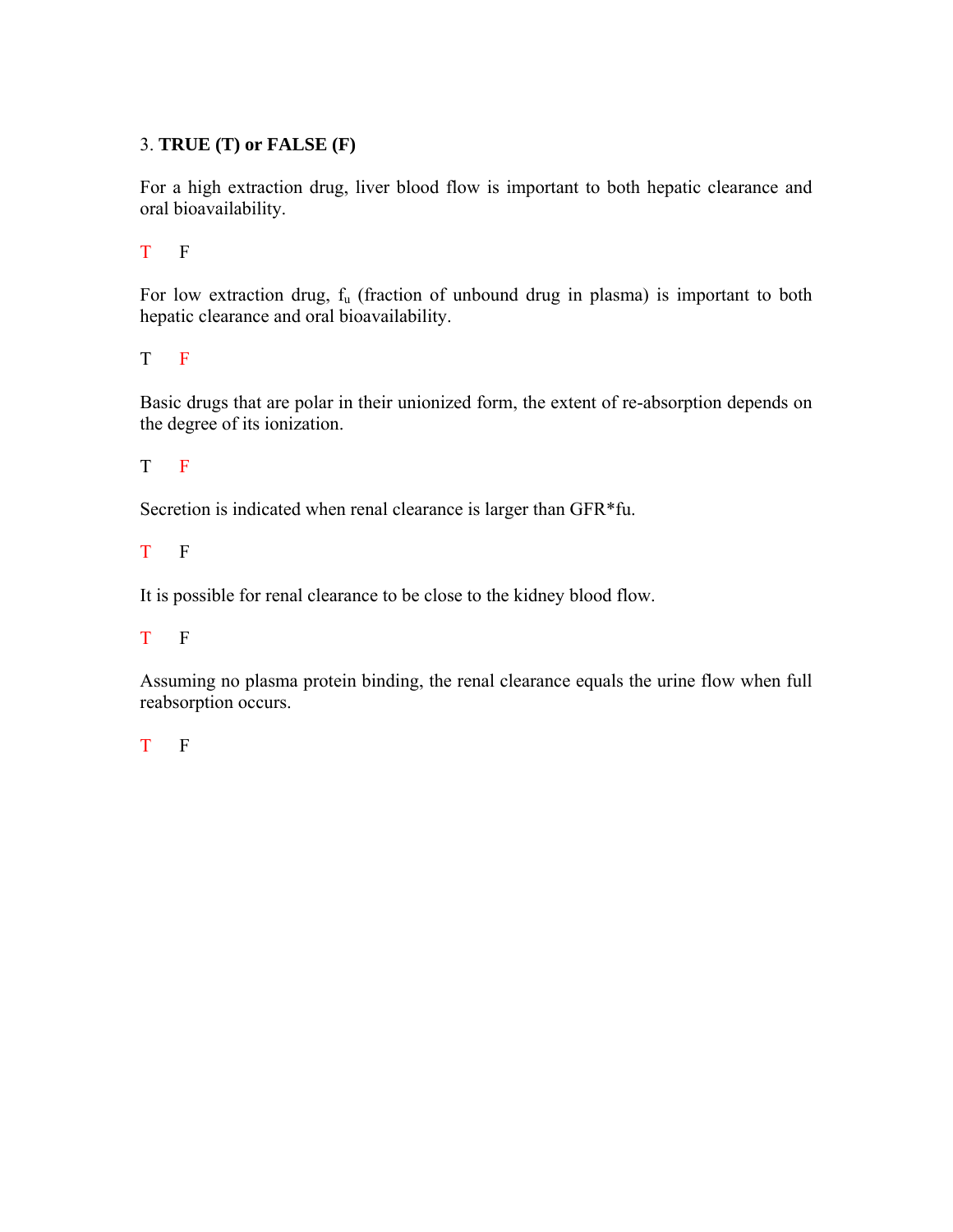3. **TRUE (T) or FALSE (F)**

For a high extraction drug, liver blood flow is important to both hepatic clearance and oral bioavailability.

T F

For low extraction drug, $f_u$ (fraction of unbound drug in plasma) is important to both hepatic clearance and oral bioavailability.

T F

Basic drugs that are polar in their unionized form, the extent of re-absorption depends on the degree of its ionization.

T F

Secretion is indicated when renal clearance is larger than GFR*fu.

T F

It is possible for renal clearance to be close to the kidney blood flow.

T F

Assuming no plasma protein binding, the renal clearance equals the urine flow when full reabsorption occurs.

T F